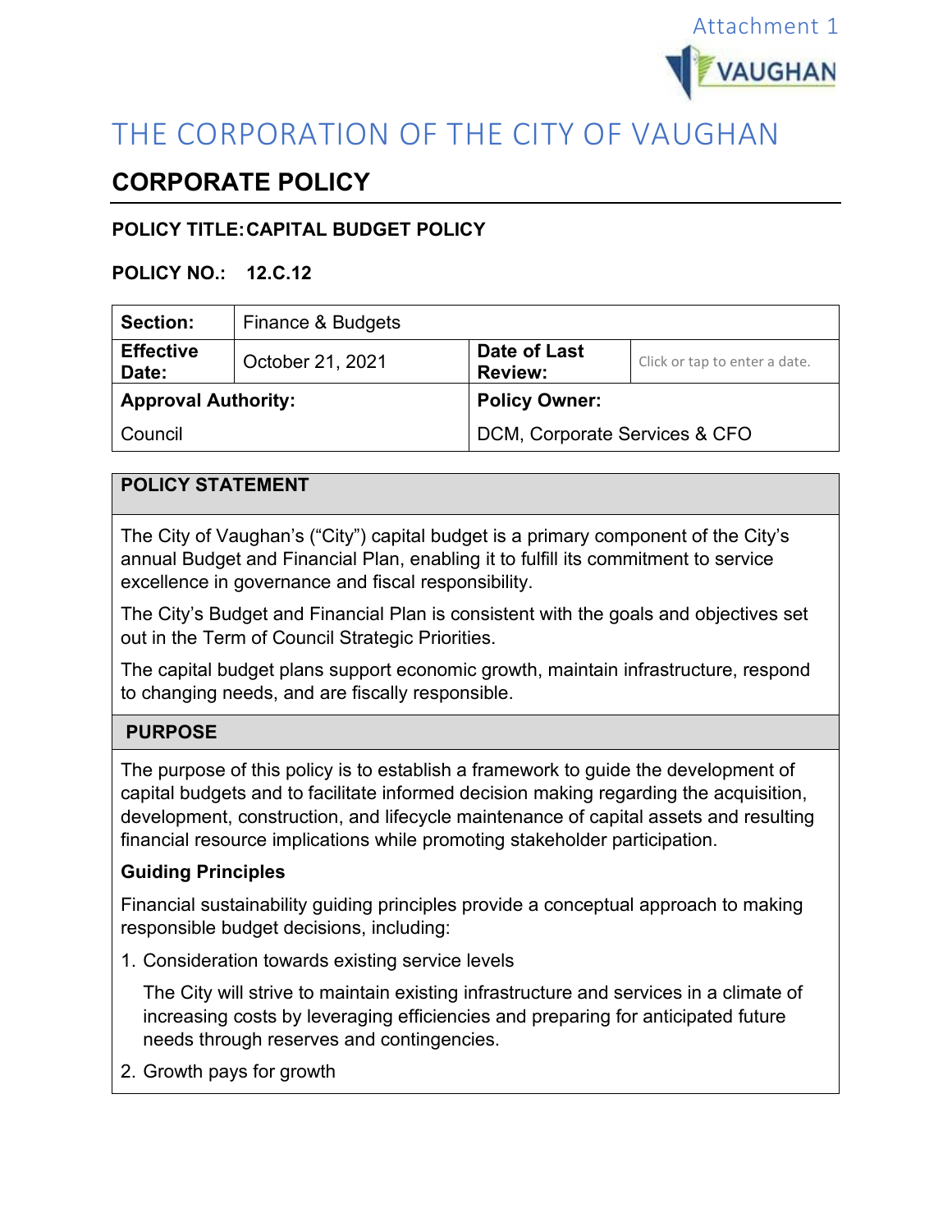Attachment 1

# THE CORPORATION OF THE CITY OF VAUGHAN

## CORPORATE POLICY

**POLICY TITLE: CAPITAL BUDGET POLICY**

**POLICY NO.: 12.C.12**

| **Section:** | Finance & Budgets | | |
|---|---|---|---|
| **Effective Date:** | October 21, 2021 | **Date of Last Review:** | Click or tap to enter a date. |
| **Approval Authority:** | | **Policy Owner:** | |
| Council | | DCM, Corporate Services & CFO | |

### POLICY STATEMENT

The City of Vaughan's ("City") capital budget is a primary component of the City's annual Budget and Financial Plan, enabling it to fulfill its commitment to service excellence in governance and fiscal responsibility.

The City's Budget and Financial Plan is consistent with the goals and objectives set out in the Term of Council Strategic Priorities.

The capital budget plans support economic growth, maintain infrastructure, respond to changing needs, and are fiscally responsible.

### PURPOSE

The purpose of this policy is to establish a framework to guide the development of capital budgets and to facilitate informed decision making regarding the acquisition, development, construction, and lifecycle maintenance of capital assets and resulting financial resource implications while promoting stakeholder participation.

**Guiding Principles**

Financial sustainability guiding principles provide a conceptual approach to making responsible budget decisions, including:

1. Consideration towards existing service levels

   The City will strive to maintain existing infrastructure and services in a climate of increasing costs by leveraging efficiencies and preparing for anticipated future needs through reserves and contingencies.

2. Growth pays for growth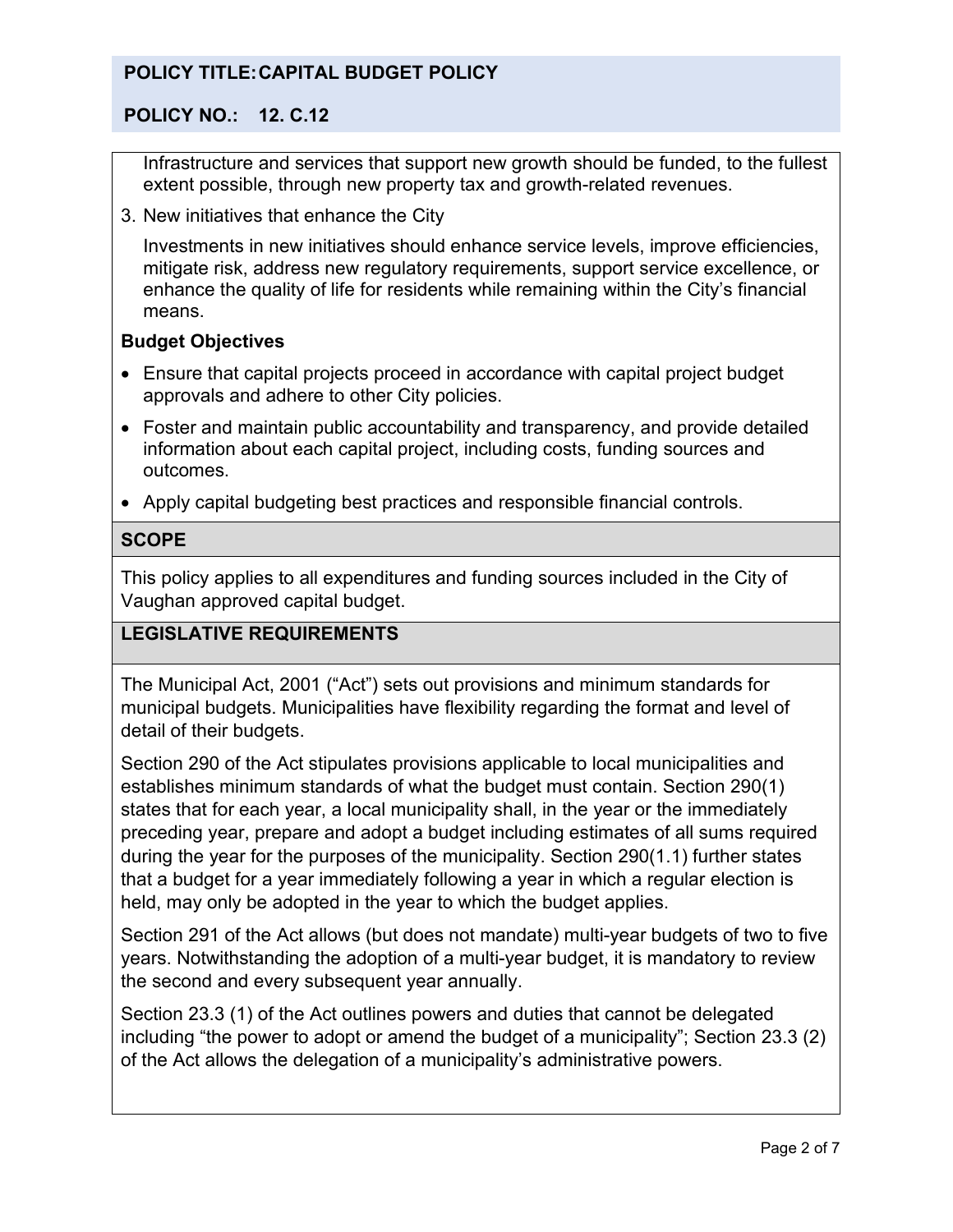Infrastructure and services that support new growth should be funded, to the fullest extent possible, through new property tax and growth-related revenues.

3. New initiatives that enhance the City

   Investments in new initiatives should enhance service levels, improve efficiencies, mitigate risk, address new regulatory requirements, support service excellence, or enhance the quality of life for residents while remaining within the City's financial means.

**Budget Objectives**

- Ensure that capital projects proceed in accordance with capital project budget approvals and adhere to other City policies.
- Foster and maintain public accountability and transparency, and provide detailed information about each capital project, including costs, funding sources and outcomes.
- Apply capital budgeting best practices and responsible financial controls.

## SCOPE

This policy applies to all expenditures and funding sources included in the City of Vaughan approved capital budget.

## LEGISLATIVE REQUIREMENTS

The Municipal Act, 2001 ("Act") sets out provisions and minimum standards for municipal budgets. Municipalities have flexibility regarding the format and level of detail of their budgets.

Section 290 of the Act stipulates provisions applicable to local municipalities and establishes minimum standards of what the budget must contain. Section 290(1) states that for each year, a local municipality shall, in the year or the immediately preceding year, prepare and adopt a budget including estimates of all sums required during the year for the purposes of the municipality. Section 290(1.1) further states that a budget for a year immediately following a year in which a regular election is held, may only be adopted in the year to which the budget applies.

Section 291 of the Act allows (but does not mandate) multi-year budgets of two to five years. Notwithstanding the adoption of a multi-year budget, it is mandatory to review the second and every subsequent year annually.

Section 23.3 (1) of the Act outlines powers and duties that cannot be delegated including "the power to adopt or amend the budget of a municipality"; Section 23.3 (2) of the Act allows the delegation of a municipality's administrative powers.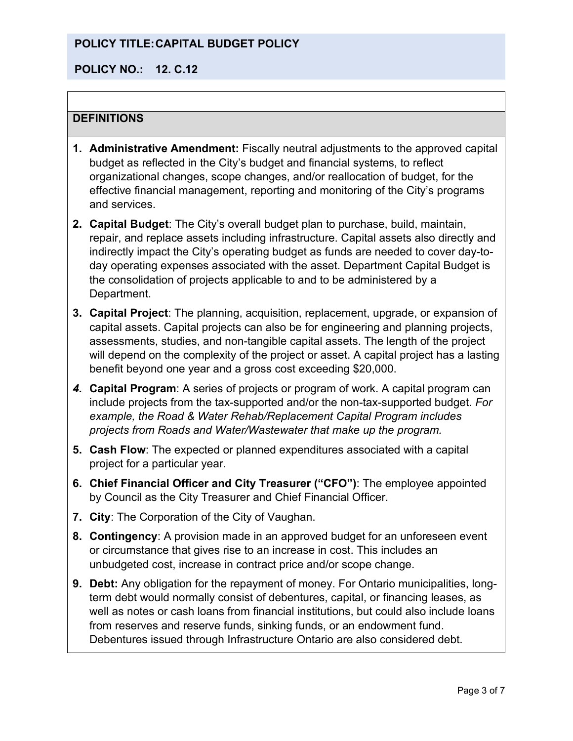**POLICY TITLE: CAPITAL BUDGET POLICY**

**POLICY NO.: 12. C.12**

## DEFINITIONS

1. **Administrative Amendment:** Fiscally neutral adjustments to the approved capital budget as reflected in the City's budget and financial systems, to reflect organizational changes, scope changes, and/or reallocation of budget, for the effective financial management, reporting and monitoring of the City's programs and services.
2. **Capital Budget**: The City's overall budget plan to purchase, build, maintain, repair, and replace assets including infrastructure. Capital assets also directly and indirectly impact the City's operating budget as funds are needed to cover day-to-day operating expenses associated with the asset. Department Capital Budget is the consolidation of projects applicable to and to be administered by a Department.
3. **Capital Project**: The planning, acquisition, replacement, upgrade, or expansion of capital assets. Capital projects can also be for engineering and planning projects, assessments, studies, and non-tangible capital assets. The length of the project will depend on the complexity of the project or asset. A capital project has a lasting benefit beyond one year and a gross cost exceeding $20,000.
4. **Capital Program**: A series of projects or program of work. A capital program can include projects from the tax-supported and/or the non-tax-supported budget. *For example, the Road & Water Rehab/Replacement Capital Program includes projects from Roads and Water/Wastewater that make up the program.*
5. **Cash Flow**: The expected or planned expenditures associated with a capital project for a particular year.
6. **Chief Financial Officer and City Treasurer ("CFO")**: The employee appointed by Council as the City Treasurer and Chief Financial Officer.
7. **City**: The Corporation of the City of Vaughan.
8. **Contingency**: A provision made in an approved budget for an unforeseen event or circumstance that gives rise to an increase in cost. This includes an unbudgeted cost, increase in contract price and/or scope change.
9. **Debt:** Any obligation for the repayment of money. For Ontario municipalities, long-term debt would normally consist of debentures, capital, or financing leases, as well as notes or cash loans from financial institutions, but could also include loans from reserves and reserve funds, sinking funds, or an endowment fund. Debentures issued through Infrastructure Ontario are also considered debt.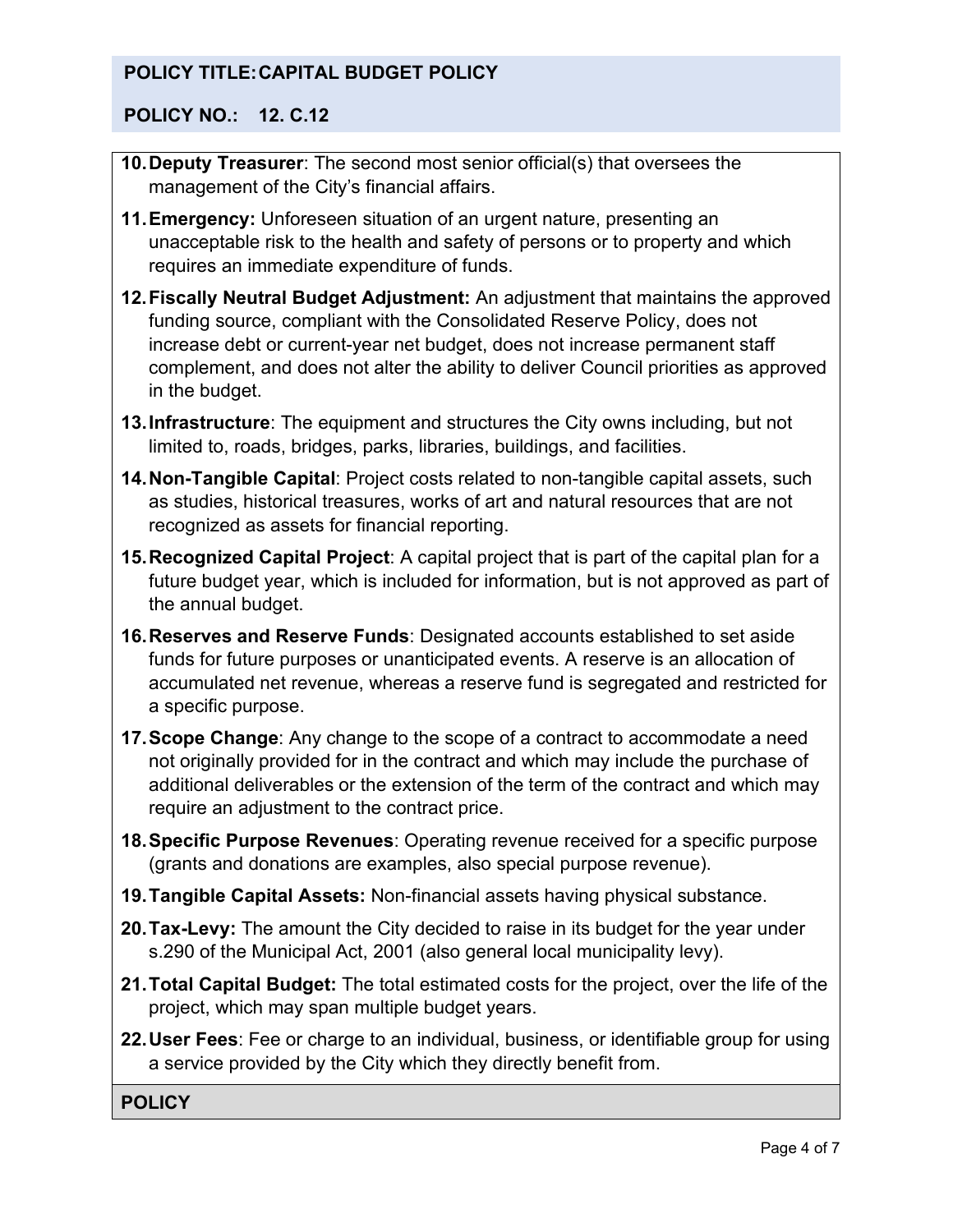10. **Deputy Treasurer**: The second most senior official(s) that oversees the management of the City's financial affairs.
11. **Emergency:** Unforeseen situation of an urgent nature, presenting an unacceptable risk to the health and safety of persons or to property and which requires an immediate expenditure of funds.
12. **Fiscally Neutral Budget Adjustment:** An adjustment that maintains the approved funding source, compliant with the Consolidated Reserve Policy, does not increase debt or current-year net budget, does not increase permanent staff complement, and does not alter the ability to deliver Council priorities as approved in the budget.
13. **Infrastructure**: The equipment and structures the City owns including, but not limited to, roads, bridges, parks, libraries, buildings, and facilities.
14. **Non-Tangible Capital**: Project costs related to non-tangible capital assets, such as studies, historical treasures, works of art and natural resources that are not recognized as assets for financial reporting.
15. **Recognized Capital Project**: A capital project that is part of the capital plan for a future budget year, which is included for information, but is not approved as part of the annual budget.
16. **Reserves and Reserve Funds**: Designated accounts established to set aside funds for future purposes or unanticipated events. A reserve is an allocation of accumulated net revenue, whereas a reserve fund is segregated and restricted for a specific purpose.
17. **Scope Change**: Any change to the scope of a contract to accommodate a need not originally provided for in the contract and which may include the purchase of additional deliverables or the extension of the term of the contract and which may require an adjustment to the contract price.
18. **Specific Purpose Revenues**: Operating revenue received for a specific purpose (grants and donations are examples, also special purpose revenue).
19. **Tangible Capital Assets:** Non-financial assets having physical substance.
20. **Tax-Levy:** The amount the City decided to raise in its budget for the year under s.290 of the Municipal Act, 2001 (also general local municipality levy).
21. **Total Capital Budget:** The total estimated costs for the project, over the life of the project, which may span multiple budget years.
22. **User Fees**: Fee or charge to an individual, business, or identifiable group for using a service provided by the City which they directly benefit from.

## POLICY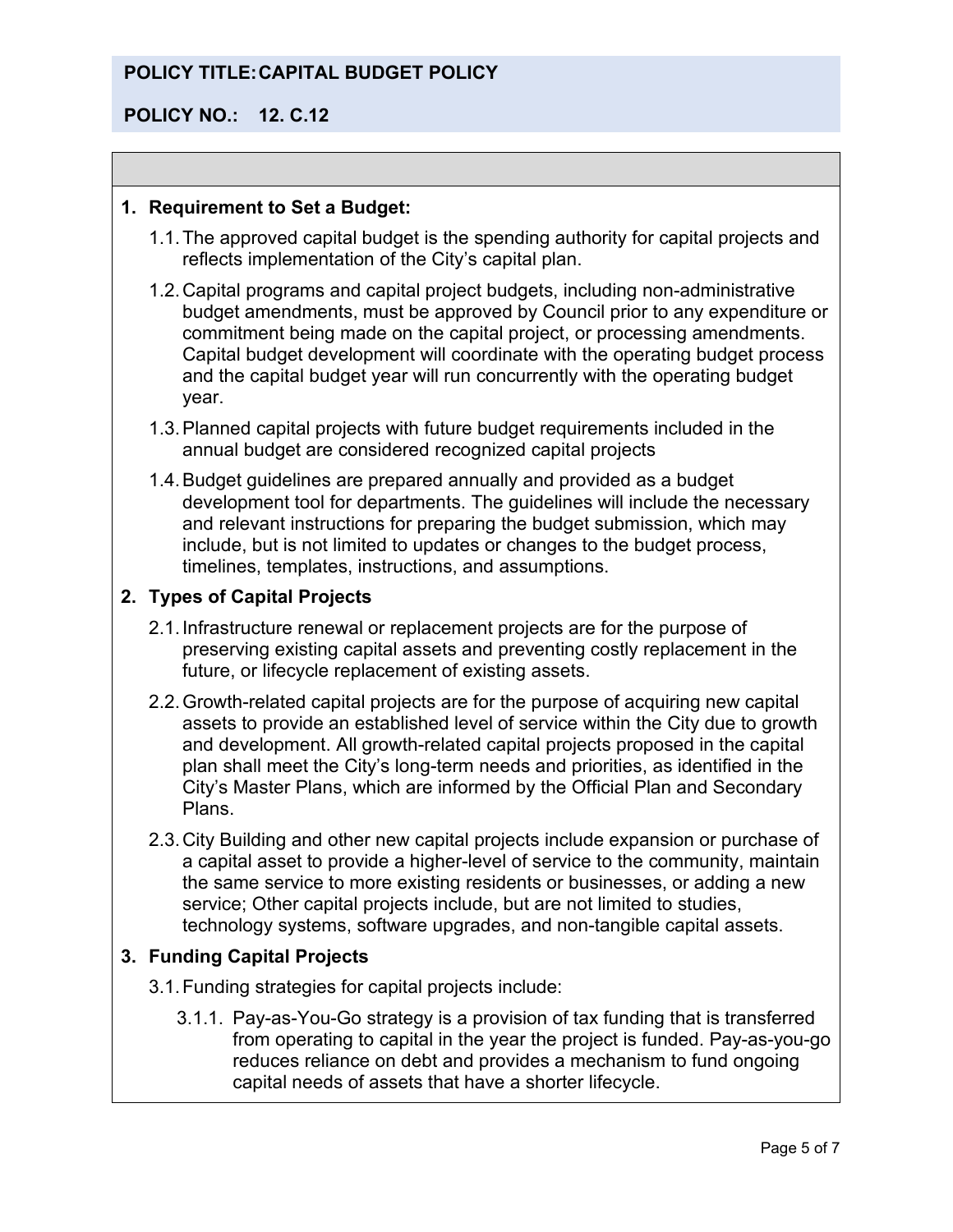**POLICY TITLE: CAPITAL BUDGET POLICY**

**POLICY NO.: 12. C.12**

1. **Requirement to Set a Budget:**

   1.1. The approved capital budget is the spending authority for capital projects and reflects implementation of the City's capital plan.

   1.2. Capital programs and capital project budgets, including non-administrative budget amendments, must be approved by Council prior to any expenditure or commitment being made on the capital project, or processing amendments. Capital budget development will coordinate with the operating budget process and the capital budget year will run concurrently with the operating budget year.

   1.3. Planned capital projects with future budget requirements included in the annual budget are considered recognized capital projects

   1.4. Budget guidelines are prepared annually and provided as a budget development tool for departments. The guidelines will include the necessary and relevant instructions for preparing the budget submission, which may include, but is not limited to updates or changes to the budget process, timelines, templates, instructions, and assumptions.

2. **Types of Capital Projects**

   2.1. Infrastructure renewal or replacement projects are for the purpose of preserving existing capital assets and preventing costly replacement in the future, or lifecycle replacement of existing assets.

   2.2. Growth-related capital projects are for the purpose of acquiring new capital assets to provide an established level of service within the City due to growth and development. All growth-related capital projects proposed in the capital plan shall meet the City's long-term needs and priorities, as identified in the City's Master Plans, which are informed by the Official Plan and Secondary Plans.

   2.3. City Building and other new capital projects include expansion or purchase of a capital asset to provide a higher-level of service to the community, maintain the same service to more existing residents or businesses, or adding a new service; Other capital projects include, but are not limited to studies, technology systems, software upgrades, and non-tangible capital assets.

3. **Funding Capital Projects**

   3.1. Funding strategies for capital projects include:

      3.1.1. Pay-as-You-Go strategy is a provision of tax funding that is transferred from operating to capital in the year the project is funded. Pay-as-you-go reduces reliance on debt and provides a mechanism to fund ongoing capital needs of assets that have a shorter lifecycle.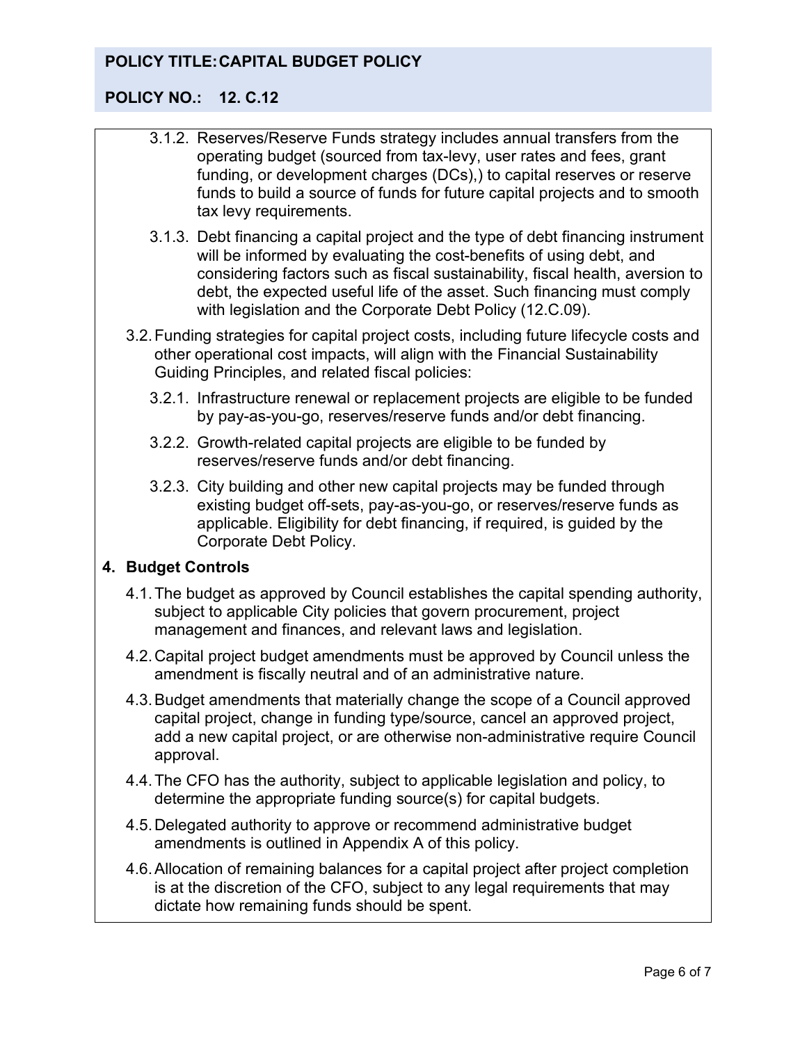3.1.2. Reserves/Reserve Funds strategy includes annual transfers from the operating budget (sourced from tax-levy, user rates and fees, grant funding, or development charges (DCs),) to capital reserves or reserve funds to build a source of funds for future capital projects and to smooth tax levy requirements.

3.1.3. Debt financing a capital project and the type of debt financing instrument will be informed by evaluating the cost-benefits of using debt, and considering factors such as fiscal sustainability, fiscal health, aversion to debt, the expected useful life of the asset. Such financing must comply with legislation and the Corporate Debt Policy (12.C.09).

3.2. Funding strategies for capital project costs, including future lifecycle costs and other operational cost impacts, will align with the Financial Sustainability Guiding Principles, and related fiscal policies:

3.2.1. Infrastructure renewal or replacement projects are eligible to be funded by pay-as-you-go, reserves/reserve funds and/or debt financing.

3.2.2. Growth-related capital projects are eligible to be funded by reserves/reserve funds and/or debt financing.

3.2.3. City building and other new capital projects may be funded through existing budget off-sets, pay-as-you-go, or reserves/reserve funds as applicable. Eligibility for debt financing, if required, is guided by the Corporate Debt Policy.

## 4. Budget Controls

4.1. The budget as approved by Council establishes the capital spending authority, subject to applicable City policies that govern procurement, project management and finances, and relevant laws and legislation.

4.2. Capital project budget amendments must be approved by Council unless the amendment is fiscally neutral and of an administrative nature.

4.3. Budget amendments that materially change the scope of a Council approved capital project, change in funding type/source, cancel an approved project, add a new capital project, or are otherwise non-administrative require Council approval.

4.4. The CFO has the authority, subject to applicable legislation and policy, to determine the appropriate funding source(s) for capital budgets.

4.5. Delegated authority to approve or recommend administrative budget amendments is outlined in Appendix A of this policy.

4.6. Allocation of remaining balances for a capital project after project completion is at the discretion of the CFO, subject to any legal requirements that may dictate how remaining funds should be spent.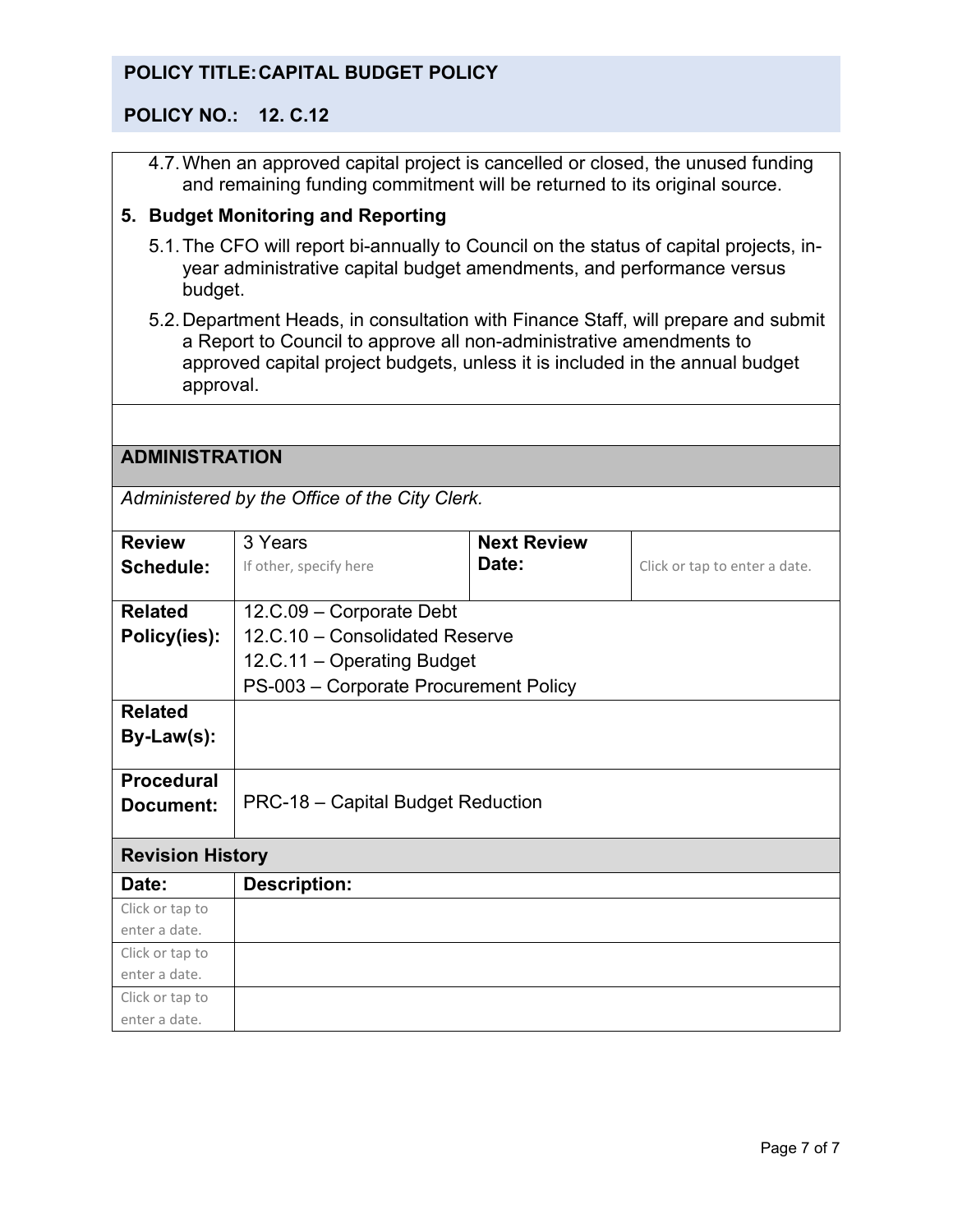4.7. When an approved capital project is cancelled or closed, the unused funding and remaining funding commitment will be returned to its original source.

## 5. Budget Monitoring and Reporting

5.1. The CFO will report bi-annually to Council on the status of capital projects, in-year administrative capital budget amendments, and performance versus budget.

5.2. Department Heads, in consultation with Finance Staff, will prepare and submit a Report to Council to approve all non-administrative amendments to approved capital project budgets, unless it is included in the annual budget approval.

## ADMINISTRATION

*Administered by the Office of the City Clerk.*

| **Review Schedule:** | 3 Years<br>If other, specify here | **Next Review Date:** | Click or tap to enter a date. |
|---|---|---|---|
| **Related Policy(ies):** | 12.C.09 – Corporate Debt<br>12.C.10 – Consolidated Reserve<br>12.C.11 – Operating Budget<br>PS-003 – Corporate Procurement Policy | | |
| **Related By-Law(s):** | | | |
| **Procedural Document:** | PRC-18 – Capital Budget Reduction | | |

**Revision History**

| Date: | Description: |
|---|---|
| Click or tap to enter a date. | |
| Click or tap to enter a date. | |
| Click or tap to enter a date. | |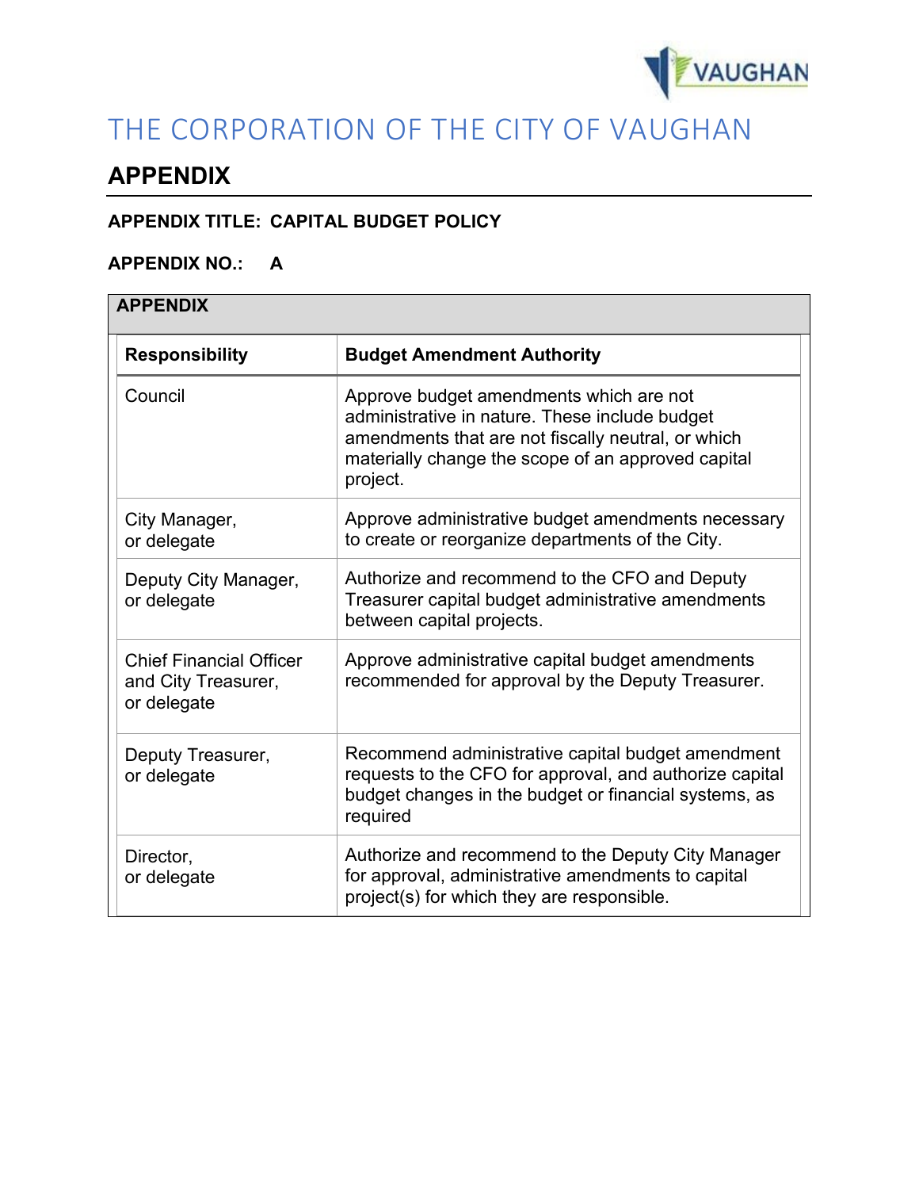# THE CORPORATION OF THE CITY OF VAUGHAN

## APPENDIX

**APPENDIX TITLE: CAPITAL BUDGET POLICY**

**APPENDIX NO.: A**

**APPENDIX**

| Responsibility | Budget Amendment Authority |
|---|---|
| Council | Approve budget amendments which are not administrative in nature. These include budget amendments that are not fiscally neutral, or which materially change the scope of an approved capital project. |
| City Manager, or delegate | Approve administrative budget amendments necessary to create or reorganize departments of the City. |
| Deputy City Manager, or delegate | Authorize and recommend to the CFO and Deputy Treasurer capital budget administrative amendments between capital projects. |
| Chief Financial Officer and City Treasurer, or delegate | Approve administrative capital budget amendments recommended for approval by the Deputy Treasurer. |
| Deputy Treasurer, or delegate | Recommend administrative capital budget amendment requests to the CFO for approval, and authorize capital budget changes in the budget or financial systems, as required |
| Director, or delegate | Authorize and recommend to the Deputy City Manager for approval, administrative amendments to capital project(s) for which they are responsible. |